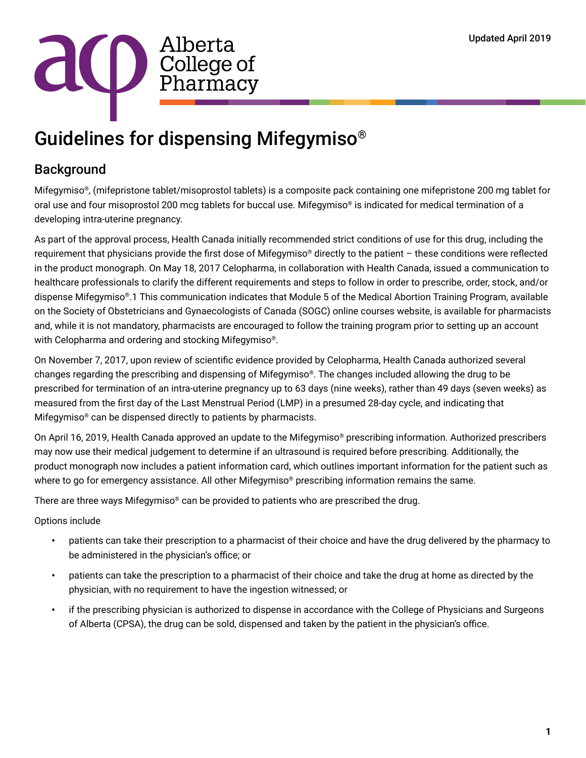Alberta College of Pharmacy

Updated April 2019

# Guidelines for dispensing Mifegymiso®

## Background

Mifegymiso®, (mifepristone tablet/misoprostol tablets) is a composite pack containing one mifepristone 200 mg tablet for oral use and four misoprostol 200 mcg tablets for buccal use. Mifegymiso® is indicated for medical termination of a developing intra-uterine pregnancy.

As part of the approval process, Health Canada initially recommended strict conditions of use for this drug, including the requirement that physicians provide the first dose of Mifegymiso® directly to the patient – these conditions were reflected in the product monograph. On May 18, 2017 Celopharma, in collaboration with Health Canada, issued a communication to healthcare professionals to clarify the different requirements and steps to follow in order to prescribe, order, stock, and/or dispense Mifegymiso®.[1] This communication indicates that Module 5 of the Medical Abortion Training Program, available on the Society of Obstetricians and Gynaecologists of Canada (SOGC) online courses website, is available for pharmacists and, while it is not mandatory, pharmacists are encouraged to follow the training program prior to setting up an account with Celopharma and ordering and stocking Mifegymiso®.

On November 7, 2017, upon review of scientific evidence provided by Celopharma, Health Canada authorized several changes regarding the prescribing and dispensing of Mifegymiso®. The changes included allowing the drug to be prescribed for termination of an intra-uterine pregnancy up to 63 days (nine weeks), rather than 49 days (seven weeks) as measured from the first day of the Last Menstrual Period (LMP) in a presumed 28-day cycle, and indicating that Mifegymiso® can be dispensed directly to patients by pharmacists.

On April 16, 2019, Health Canada approved an update to the Mifegymiso® prescribing information. Authorized prescribers may now use their medical judgement to determine if an ultrasound is required before prescribing. Additionally, the product monograph now includes a patient information card, which outlines important information for the patient such as where to go for emergency assistance. All other Mifegymiso® prescribing information remains the same.

There are three ways Mifegymiso® can be provided to patients who are prescribed the drug.

Options include

- patients can take their prescription to a pharmacist of their choice and have the drug delivered by the pharmacy to be administered in the physician's office; or
- patients can take the prescription to a pharmacist of their choice and take the drug at home as directed by the physician, with no requirement to have the ingestion witnessed; or
- if the prescribing physician is authorized to dispense in accordance with the College of Physicians and Surgeons of Alberta (CPSA), the drug can be sold, dispensed and taken by the patient in the physician's office.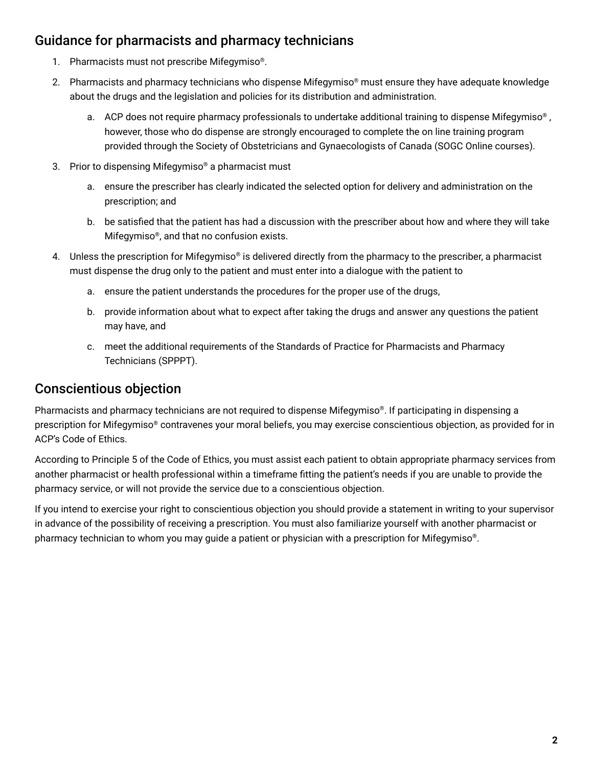## Guidance for pharmacists and pharmacy technicians

1. Pharmacists must not prescribe Mifegymiso®.
2. Pharmacists and pharmacy technicians who dispense Mifegymiso® must ensure they have adequate knowledge about the drugs and the legislation and policies for its distribution and administration.
    a. ACP does not require pharmacy professionals to undertake additional training to dispense Mifegymiso® , however, those who do dispense are strongly encouraged to complete the on line training program provided through the Society of Obstetricians and Gynaecologists of Canada (SOGC Online courses).
3. Prior to dispensing Mifegymiso® a pharmacist must
    a. ensure the prescriber has clearly indicated the selected option for delivery and administration on the prescription; and
    b. be satisfied that the patient has had a discussion with the prescriber about how and where they will take Mifegymiso®, and that no confusion exists.
4. Unless the prescription for Mifegymiso® is delivered directly from the pharmacy to the prescriber, a pharmacist must dispense the drug only to the patient and must enter into a dialogue with the patient to
    a. ensure the patient understands the procedures for the proper use of the drugs,
    b. provide information about what to expect after taking the drugs and answer any questions the patient may have, and
    c. meet the additional requirements of the Standards of Practice for Pharmacists and Pharmacy Technicians (SPPPT).

## Conscientious objection

Pharmacists and pharmacy technicians are not required to dispense Mifegymiso®. If participating in dispensing a prescription for Mifegymiso® contravenes your moral beliefs, you may exercise conscientious objection, as provided for in ACP's Code of Ethics.

According to Principle 5 of the Code of Ethics, you must assist each patient to obtain appropriate pharmacy services from another pharmacist or health professional within a timeframe fitting the patient's needs if you are unable to provide the pharmacy service, or will not provide the service due to a conscientious objection.

If you intend to exercise your right to conscientious objection you should provide a statement in writing to your supervisor in advance of the possibility of receiving a prescription. You must also familiarize yourself with another pharmacist or pharmacy technician to whom you may guide a patient or physician with a prescription for Mifegymiso®.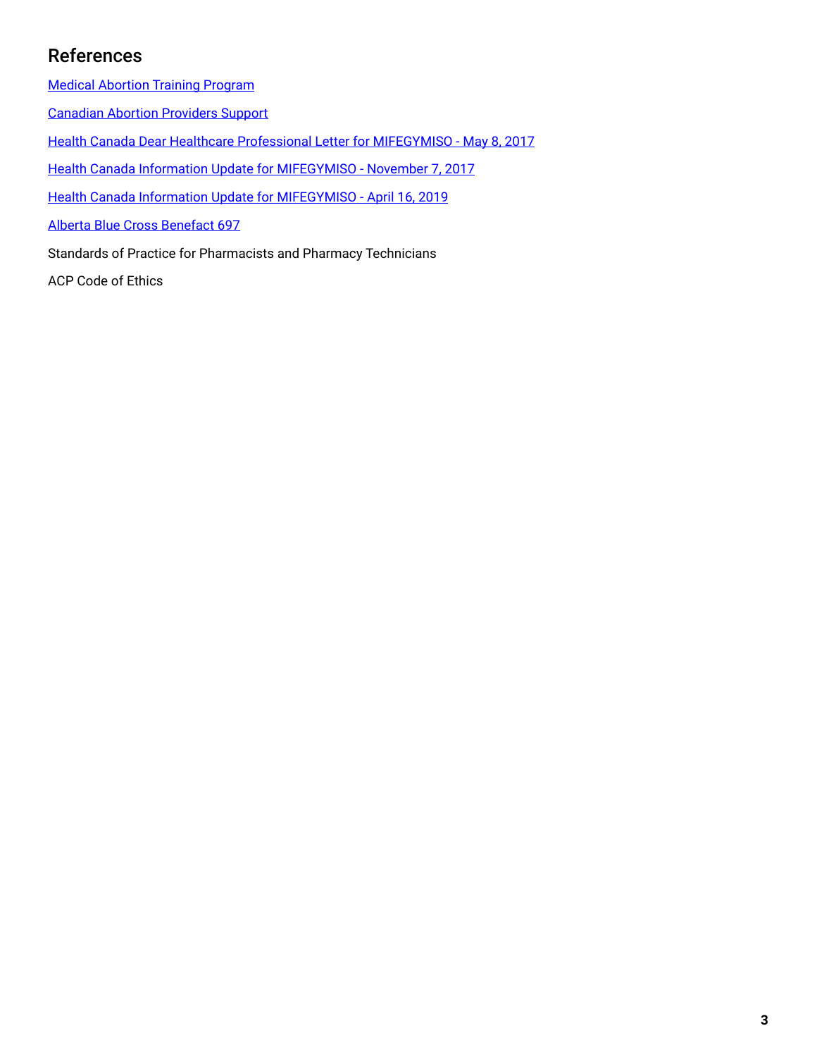## References

Medical Abortion Training Program

Canadian Abortion Providers Support

Health Canada Dear Healthcare Professional Letter for MIFEGYMISO - May 8, 2017

Health Canada Information Update for MIFEGYMISO - November 7, 2017

Health Canada Information Update for MIFEGYMISO - April 16, 2019

Alberta Blue Cross Benefact 697

Standards of Practice for Pharmacists and Pharmacy Technicians

ACP Code of Ethics